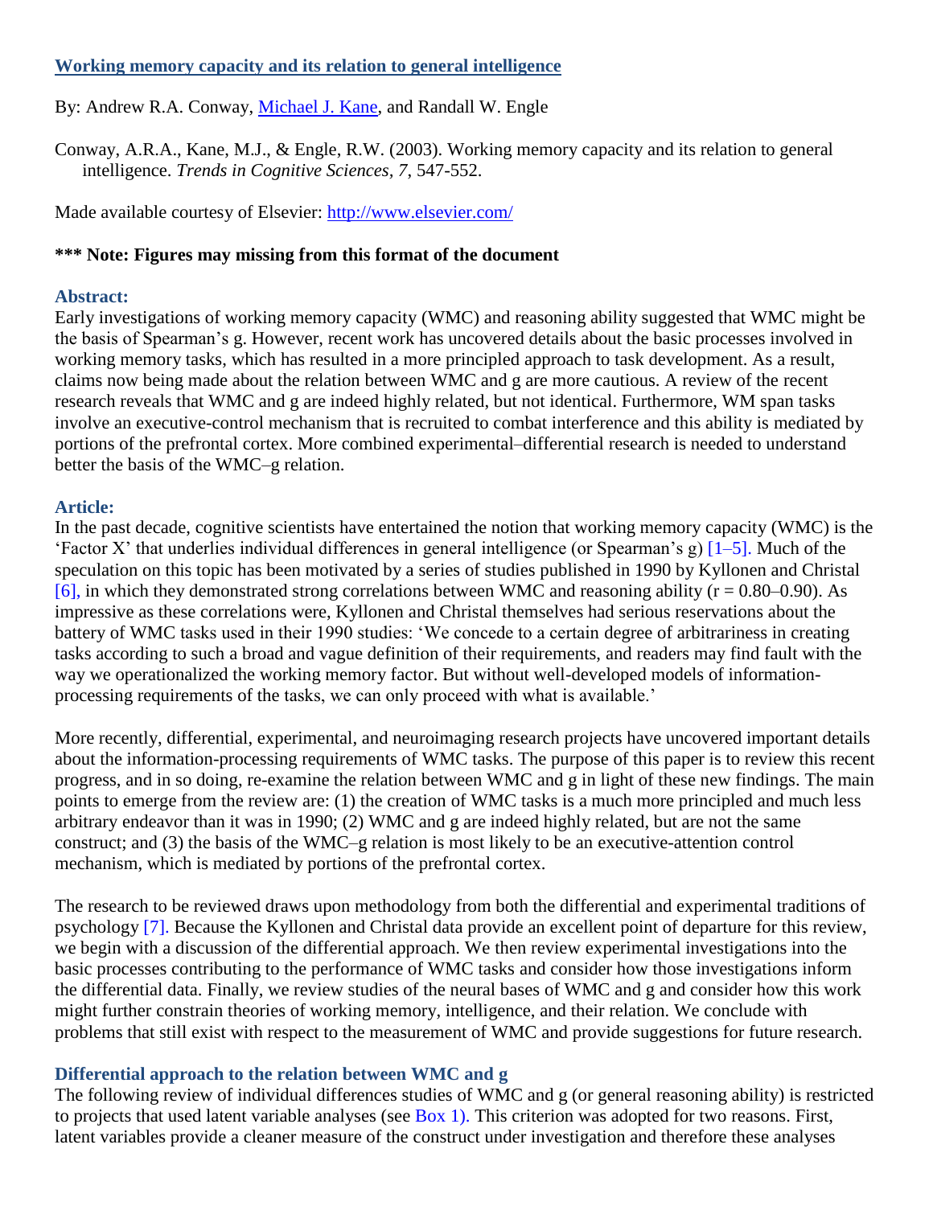# Working memory capacity and its relation to general intelligence

By: Andrew R.A. Conway, Michael J. Kane, and Randall W. Engle

Conway, A.R.A., Kane, M.J., & Engle, R.W. (2003). Working memory capacity and its relation to general intelligence. *Trends in Cognitive Sciences, 7*, 547-552.

Made available courtesy of Elsevier: http://www.elsevier.com/

**\*\*\* Note: Figures may missing from this format of the document**

## Abstract:

Early investigations of working memory capacity (WMC) and reasoning ability suggested that WMC might be the basis of Spearman's g. However, recent work has uncovered details about the basic processes involved in working memory tasks, which has resulted in a more principled approach to task development. As a result, claims now being made about the relation between WMC and g are more cautious. A review of the recent research reveals that WMC and g are indeed highly related, but not identical. Furthermore, WM span tasks involve an executive-control mechanism that is recruited to combat interference and this ability is mediated by portions of the prefrontal cortex. More combined experimental–differential research is needed to understand better the basis of the WMC–g relation.

## Article:

In the past decade, cognitive scientists have entertained the notion that working memory capacity (WMC) is the 'Factor X' that underlies individual differences in general intelligence (or Spearman's g) [1–5]. Much of the speculation on this topic has been motivated by a series of studies published in 1990 by Kyllonen and Christal [6], in which they demonstrated strong correlations between WMC and reasoning ability ($r = 0.80–0.90$). As impressive as these correlations were, Kyllonen and Christal themselves had serious reservations about the battery of WMC tasks used in their 1990 studies: 'We concede to a certain degree of arbitrariness in creating tasks according to such a broad and vague definition of their requirements, and readers may find fault with the way we operationalized the working memory factor. But without well-developed models of information-processing requirements of the tasks, we can only proceed with what is available.'

More recently, differential, experimental, and neuroimaging research projects have uncovered important details about the information-processing requirements of WMC tasks. The purpose of this paper is to review this recent progress, and in so doing, re-examine the relation between WMC and g in light of these new findings. The main points to emerge from the review are: (1) the creation of WMC tasks is a much more principled and much less arbitrary endeavor than it was in 1990; (2) WMC and g are indeed highly related, but are not the same construct; and (3) the basis of the WMC–g relation is most likely to be an executive-attention control mechanism, which is mediated by portions of the prefrontal cortex.

The research to be reviewed draws upon methodology from both the differential and experimental traditions of psychology [7]. Because the Kyllonen and Christal data provide an excellent point of departure for this review, we begin with a discussion of the differential approach. We then review experimental investigations into the basic processes contributing to the performance of WMC tasks and consider how those investigations inform the differential data. Finally, we review studies of the neural bases of WMC and g and consider how this work might further constrain theories of working memory, intelligence, and their relation. We conclude with problems that still exist with respect to the measurement of WMC and provide suggestions for future research.

## Differential approach to the relation between WMC and g

The following review of individual differences studies of WMC and g (or general reasoning ability) is restricted to projects that used latent variable analyses (see Box 1). This criterion was adopted for two reasons. First, latent variables provide a cleaner measure of the construct under investigation and therefore these analyses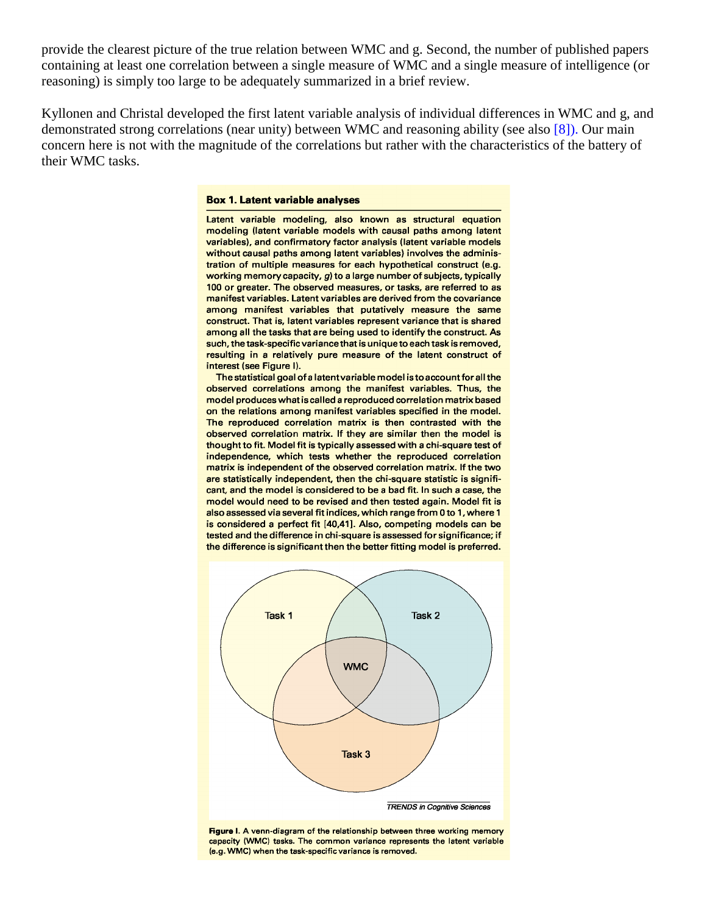provide the clearest picture of the true relation between WMC and g. Second, the number of published papers containing at least one correlation between a single measure of WMC and a single measure of intelligence (or reasoning) is simply too large to be adequately summarized in a brief review.

Kyllonen and Christal developed the first latent variable analysis of individual differences in WMC and g, and demonstrated strong correlations (near unity) between WMC and reasoning ability (see also [8]). Our main concern here is not with the magnitude of the correlations but rather with the characteristics of the battery of their WMC tasks.

**Box 1. Latent variable analyses**

Latent variable modeling, also known as structural equation modeling (latent variable models with causal paths among latent variables), and confirmatory factor analysis (latent variable models without causal paths among latent variables) involves the administration of multiple measures for each hypothetical construct (e.g. working memory capacity, *g*) to a large number of subjects, typically 100 or greater. The observed measures, or tasks, are referred to as manifest variables. Latent variables are derived from the covariance among manifest variables that putatively measure the same construct. That is, latent variables represent variance that is shared among all the tasks that are being used to identify the construct. As such, the task-specific variance that is unique to each task is removed, resulting in a relatively pure measure of the latent construct of interest (see Figure I).

The statistical goal of a latent variable model is to account for all the observed correlations among the manifest variables. Thus, the model produces what is called a reproduced correlation matrix based on the relations among manifest variables specified in the model. The reproduced correlation matrix is then contrasted with the observed correlation matrix. If they are similar then the model is thought to fit. Model fit is typically assessed with a chi-square test of independence, which tests whether the reproduced correlation matrix is independent of the observed correlation matrix. If the two are statistically independent, then the chi-square statistic is significant, and the model is considered to be a bad fit. In such a case, the model would need to be revised and then tested again. Model fit is also assessed via several fit indices, which range from 0 to 1, where 1 is considered a perfect fit [40,41]. Also, competing models can be tested and the difference in chi-square is assessed for significance; if the difference is significant then the better fitting model is preferred.

**Figure I.** A venn-diagram of the relationship between three working memory capacity (WMC) tasks. The common variance represents the latent variable (e.g. WMC) when the task-specific variance is removed.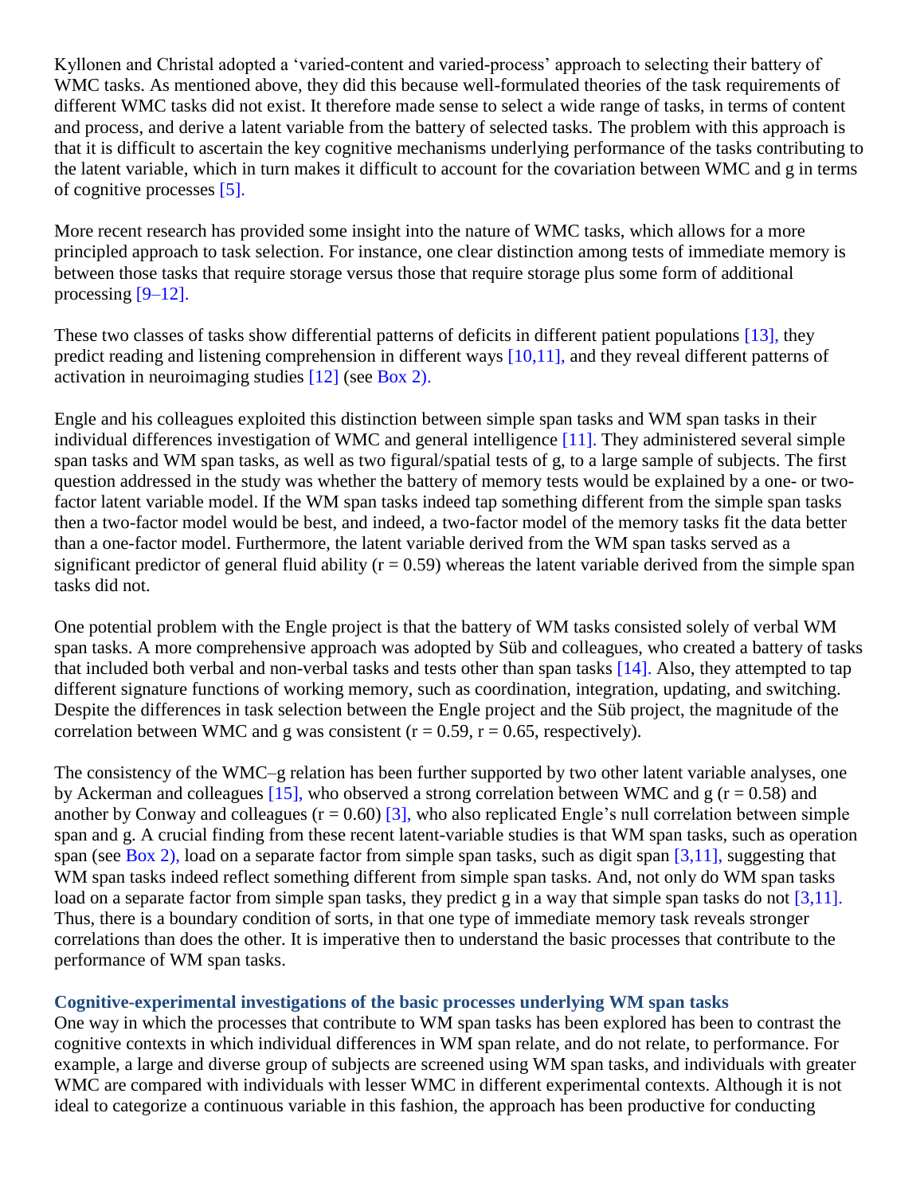Kyllonen and Christal adopted a 'varied-content and varied-process' approach to selecting their battery of WMC tasks. As mentioned above, they did this because well-formulated theories of the task requirements of different WMC tasks did not exist. It therefore made sense to select a wide range of tasks, in terms of content and process, and derive a latent variable from the battery of selected tasks. The problem with this approach is that it is difficult to ascertain the key cognitive mechanisms underlying performance of the tasks contributing to the latent variable, which in turn makes it difficult to account for the covariation between WMC and g in terms of cognitive processes [5].

More recent research has provided some insight into the nature of WMC tasks, which allows for a more principled approach to task selection. For instance, one clear distinction among tests of immediate memory is between those tasks that require storage versus those that require storage plus some form of additional processing [9–12].

These two classes of tasks show differential patterns of deficits in different patient populations [13], they predict reading and listening comprehension in different ways [10,11], and they reveal different patterns of activation in neuroimaging studies [12] (see Box 2).

Engle and his colleagues exploited this distinction between simple span tasks and WM span tasks in their individual differences investigation of WMC and general intelligence [11]. They administered several simple span tasks and WM span tasks, as well as two figural/spatial tests of g, to a large sample of subjects. The first question addressed in the study was whether the battery of memory tests would be explained by a one- or two-factor latent variable model. If the WM span tasks indeed tap something different from the simple span tasks then a two-factor model would be best, and indeed, a two-factor model of the memory tasks fit the data better than a one-factor model. Furthermore, the latent variable derived from the WM span tasks served as a significant predictor of general fluid ability ($r = 0.59$) whereas the latent variable derived from the simple span tasks did not.

One potential problem with the Engle project is that the battery of WM tasks consisted solely of verbal WM span tasks. A more comprehensive approach was adopted by Süb and colleagues, who created a battery of tasks that included both verbal and non-verbal tasks and tests other than span tasks [14]. Also, they attempted to tap different signature functions of working memory, such as coordination, integration, updating, and switching. Despite the differences in task selection between the Engle project and the Süb project, the magnitude of the correlation between WMC and g was consistent ($r = 0.59$, $r = 0.65$, respectively).

The consistency of the WMC–g relation has been further supported by two other latent variable analyses, one by Ackerman and colleagues [15], who observed a strong correlation between WMC and g ($r = 0.58$) and another by Conway and colleagues ($r = 0.60$) [3], who also replicated Engle's null correlation between simple span and g. A crucial finding from these recent latent-variable studies is that WM span tasks, such as operation span (see Box 2), load on a separate factor from simple span tasks, such as digit span [3,11], suggesting that WM span tasks indeed reflect something different from simple span tasks. And, not only do WM span tasks load on a separate factor from simple span tasks, they predict g in a way that simple span tasks do not [3,11]. Thus, there is a boundary condition of sorts, in that one type of immediate memory task reveals stronger correlations than does the other. It is imperative then to understand the basic processes that contribute to the performance of WM span tasks.

### Cognitive-experimental investigations of the basic processes underlying WM span tasks

One way in which the processes that contribute to WM span tasks has been explored has been to contrast the cognitive contexts in which individual differences in WM span relate, and do not relate, to performance. For example, a large and diverse group of subjects are screened using WM span tasks, and individuals with greater WMC are compared with individuals with lesser WMC in different experimental contexts. Although it is not ideal to categorize a continuous variable in this fashion, the approach has been productive for conducting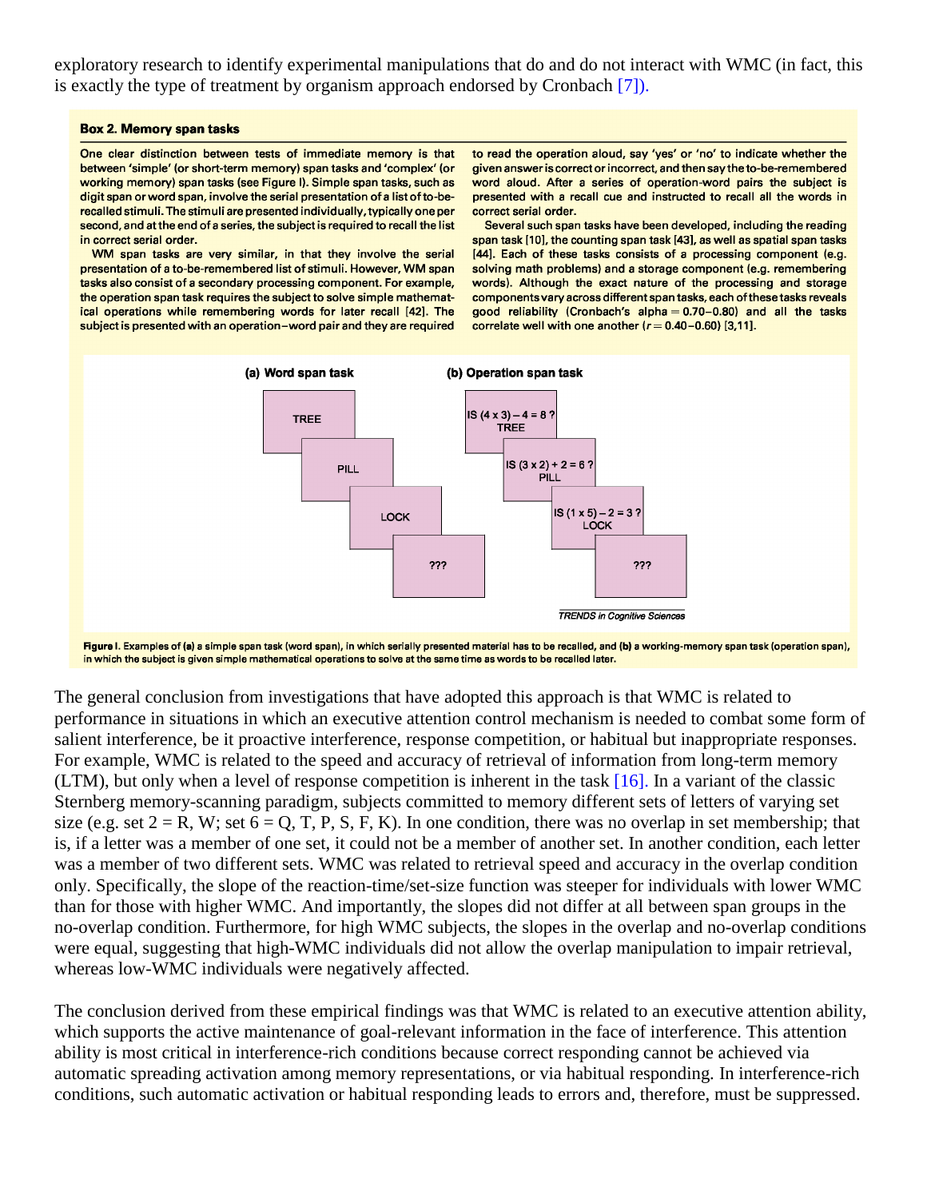exploratory research to identify experimental manipulations that do and do not interact with WMC (in fact, this is exactly the type of treatment by organism approach endorsed by Cronbach [7]).

**Box 2. Memory span tasks**

One clear distinction between tests of immediate memory is that between 'simple' (or short-term memory) span tasks and 'complex' (or working memory) span tasks (see Figure I). Simple span tasks, such as digit span or word span, involve the serial presentation of a list of to-be-recalled stimuli. The stimuli are presented individually, typically one per second, and at the end of a series, the subject is required to recall the list in correct serial order.

WM span tasks are very similar, in that they involve the serial presentation of a to-be-remembered list of stimuli. However, WM span tasks also consist of a secondary processing component. For example, the operation span task requires the subject to solve simple mathematical operations while remembering words for later recall [42]. The subject is presented with an operation–word pair and they are required to read the operation aloud, say 'yes' or 'no' to indicate whether the given answer is correct or incorrect, and then say the to-be-remembered word aloud. After a series of operation-word pairs the subject is presented with a recall cue and instructed to recall all the words in correct serial order.

Several such span tasks have been developed, including the reading span task [10], the counting span task [43], as well as spatial span tasks [44]. Each of these tasks consists of a processing component (e.g. solving math problems) and a storage component (e.g. remembering words). Although the exact nature of the processing and storage components vary across different span tasks, each of these tasks reveals good reliability (Cronbach's alpha = 0.70–0.80) and all the tasks correlate well with one another ($r = 0.40–0.60$) [3,11].

(a) Word span task: TREE, PILL, LOCK, ???

(b) Operation span task: IS (4 x 3) – 4 = 8 ? TREE; IS (3 x 2) + 2 = 6 ? PILL; IS (1 x 5) – 2 = 3 ? LOCK; ???

Figure I. Examples of (a) a simple span task (word span), in which serially presented material has to be recalled, and (b) a working-memory span task (operation span), in which the subject is given simple mathematical operations to solve at the same time as words to be recalled later.

The general conclusion from investigations that have adopted this approach is that WMC is related to performance in situations in which an executive attention control mechanism is needed to combat some form of salient interference, be it proactive interference, response competition, or habitual but inappropriate responses. For example, WMC is related to the speed and accuracy of retrieval of information from long-term memory (LTM), but only when a level of response competition is inherent in the task [16]. In a variant of the classic Sternberg memory-scanning paradigm, subjects committed to memory different sets of letters of varying set size (e.g. set 2 = R, W; set 6 = Q, T, P, S, F, K). In one condition, there was no overlap in set membership; that is, if a letter was a member of one set, it could not be a member of another set. In another condition, each letter was a member of two different sets. WMC was related to retrieval speed and accuracy in the overlap condition only. Specifically, the slope of the reaction-time/set-size function was steeper for individuals with lower WMC than for those with higher WMC. And importantly, the slopes did not differ at all between span groups in the no-overlap condition. Furthermore, for high WMC subjects, the slopes in the overlap and no-overlap conditions were equal, suggesting that high-WMC individuals did not allow the overlap manipulation to impair retrieval, whereas low-WMC individuals were negatively affected.

The conclusion derived from these empirical findings was that WMC is related to an executive attention ability, which supports the active maintenance of goal-relevant information in the face of interference. This attention ability is most critical in interference-rich conditions because correct responding cannot be achieved via automatic spreading activation among memory representations, or via habitual responding. In interference-rich conditions, such automatic activation or habitual responding leads to errors and, therefore, must be suppressed.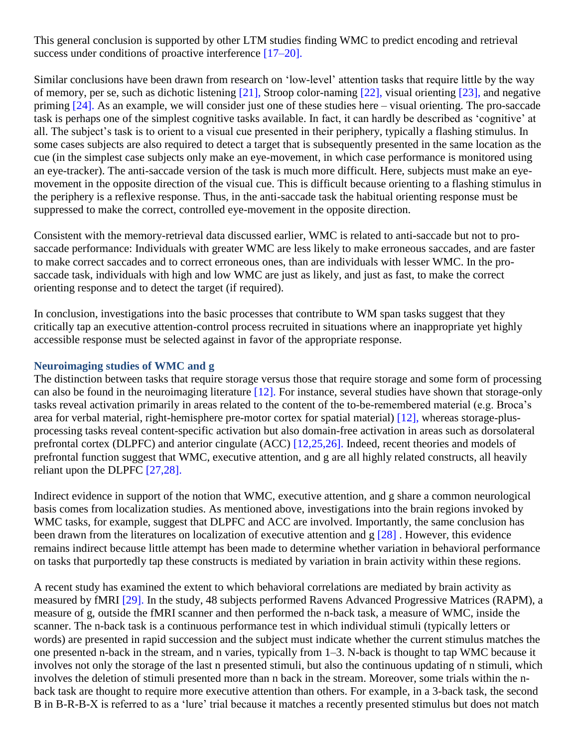This general conclusion is supported by other LTM studies finding WMC to predict encoding and retrieval success under conditions of proactive interference [17–20].

Similar conclusions have been drawn from research on 'low-level' attention tasks that require little by the way of memory, per se, such as dichotic listening [21], Stroop color-naming [22], visual orienting [23], and negative priming [24]. As an example, we will consider just one of these studies here – visual orienting. The pro-saccade task is perhaps one of the simplest cognitive tasks available. In fact, it can hardly be described as 'cognitive' at all. The subject's task is to orient to a visual cue presented in their periphery, typically a flashing stimulus. In some cases subjects are also required to detect a target that is subsequently presented in the same location as the cue (in the simplest case subjects only make an eye-movement, in which case performance is monitored using an eye-tracker). The anti-saccade version of the task is much more difficult. Here, subjects must make an eye-movement in the opposite direction of the visual cue. This is difficult because orienting to a flashing stimulus in the periphery is a reflexive response. Thus, in the anti-saccade task the habitual orienting response must be suppressed to make the correct, controlled eye-movement in the opposite direction.

Consistent with the memory-retrieval data discussed earlier, WMC is related to anti-saccade but not to pro-saccade performance: Individuals with greater WMC are less likely to make erroneous saccades, and are faster to make correct saccades and to correct erroneous ones, than are individuals with lesser WMC. In the pro-saccade task, individuals with high and low WMC are just as likely, and just as fast, to make the correct orienting response and to detect the target (if required).

In conclusion, investigations into the basic processes that contribute to WM span tasks suggest that they critically tap an executive attention-control process recruited in situations where an inappropriate yet highly accessible response must be selected against in favor of the appropriate response.

### Neuroimaging studies of WMC and g

The distinction between tasks that require storage versus those that require storage and some form of processing can also be found in the neuroimaging literature [12]. For instance, several studies have shown that storage-only tasks reveal activation primarily in areas related to the content of the to-be-remembered material (e.g. Broca's area for verbal material, right-hemisphere pre-motor cortex for spatial material) [12], whereas storage-plus-processing tasks reveal content-specific activation but also domain-free activation in areas such as dorsolateral prefrontal cortex (DLPFC) and anterior cingulate (ACC) [12,25,26]. Indeed, recent theories and models of prefrontal function suggest that WMC, executive attention, and g are all highly related constructs, all heavily reliant upon the DLPFC [27,28].

Indirect evidence in support of the notion that WMC, executive attention, and g share a common neurological basis comes from localization studies. As mentioned above, investigations into the brain regions invoked by WMC tasks, for example, suggest that DLPFC and ACC are involved. Importantly, the same conclusion has been drawn from the literatures on localization of executive attention and g [28] . However, this evidence remains indirect because little attempt has been made to determine whether variation in behavioral performance on tasks that purportedly tap these constructs is mediated by variation in brain activity within these regions.

A recent study has examined the extent to which behavioral correlations are mediated by brain activity as measured by fMRI [29]. In the study, 48 subjects performed Ravens Advanced Progressive Matrices (RAPM), a measure of g, outside the fMRI scanner and then performed the n-back task, a measure of WMC, inside the scanner. The n-back task is a continuous performance test in which individual stimuli (typically letters or words) are presented in rapid succession and the subject must indicate whether the current stimulus matches the one presented n-back in the stream, and n varies, typically from 1–3. N-back is thought to tap WMC because it involves not only the storage of the last n presented stimuli, but also the continuous updating of n stimuli, which involves the deletion of stimuli presented more than n back in the stream. Moreover, some trials within the n-back task are thought to require more executive attention than others. For example, in a 3-back task, the second B in B-R-B-X is referred to as a 'lure' trial because it matches a recently presented stimulus but does not match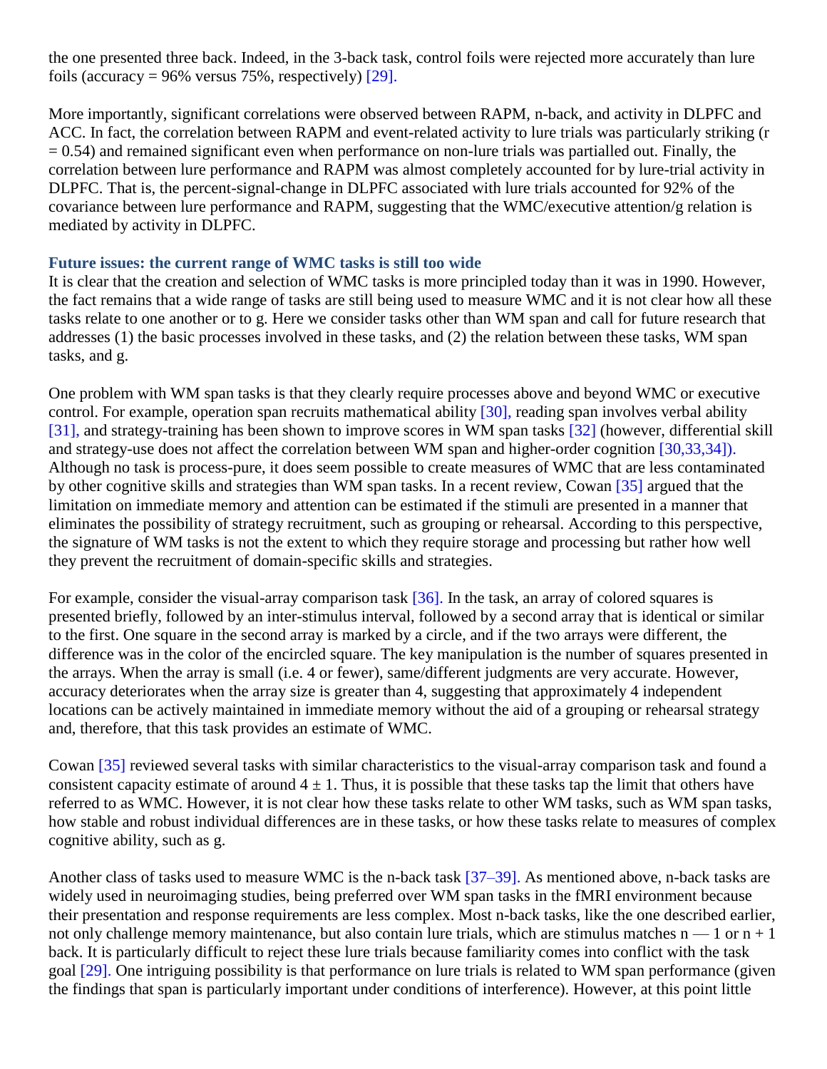the one presented three back. Indeed, in the 3-back task, control foils were rejected more accurately than lure foils (accuracy = 96% versus 75%, respectively) [29].

More importantly, significant correlations were observed between RAPM, n-back, and activity in DLPFC and ACC. In fact, the correlation between RAPM and event-related activity to lure trials was particularly striking ($r = 0.54$) and remained significant even when performance on non-lure trials was partialled out. Finally, the correlation between lure performance and RAPM was almost completely accounted for by lure-trial activity in DLPFC. That is, the percent-signal-change in DLPFC associated with lure trials accounted for 92% of the covariance between lure performance and RAPM, suggesting that the WMC/executive attention/g relation is mediated by activity in DLPFC.

### Future issues: the current range of WMC tasks is still too wide

It is clear that the creation and selection of WMC tasks is more principled today than it was in 1990. However, the fact remains that a wide range of tasks are still being used to measure WMC and it is not clear how all these tasks relate to one another or to g. Here we consider tasks other than WM span and call for future research that addresses (1) the basic processes involved in these tasks, and (2) the relation between these tasks, WM span tasks, and g.

One problem with WM span tasks is that they clearly require processes above and beyond WMC or executive control. For example, operation span recruits mathematical ability [30], reading span involves verbal ability [31], and strategy-training has been shown to improve scores in WM span tasks [32] (however, differential skill and strategy-use does not affect the correlation between WM span and higher-order cognition [30,33,34]). Although no task is process-pure, it does seem possible to create measures of WMC that are less contaminated by other cognitive skills and strategies than WM span tasks. In a recent review, Cowan [35] argued that the limitation on immediate memory and attention can be estimated if the stimuli are presented in a manner that eliminates the possibility of strategy recruitment, such as grouping or rehearsal. According to this perspective, the signature of WM tasks is not the extent to which they require storage and processing but rather how well they prevent the recruitment of domain-specific skills and strategies.

For example, consider the visual-array comparison task [36]. In the task, an array of colored squares is presented briefly, followed by an inter-stimulus interval, followed by a second array that is identical or similar to the first. One square in the second array is marked by a circle, and if the two arrays were different, the difference was in the color of the encircled square. The key manipulation is the number of squares presented in the arrays. When the array is small (i.e. 4 or fewer), same/different judgments are very accurate. However, accuracy deteriorates when the array size is greater than 4, suggesting that approximately 4 independent locations can be actively maintained in immediate memory without the aid of a grouping or rehearsal strategy and, therefore, that this task provides an estimate of WMC.

Cowan [35] reviewed several tasks with similar characteristics to the visual-array comparison task and found a consistent capacity estimate of around $4 \pm 1$. Thus, it is possible that these tasks tap the limit that others have referred to as WMC. However, it is not clear how these tasks relate to other WM tasks, such as WM span tasks, how stable and robust individual differences are in these tasks, or how these tasks relate to measures of complex cognitive ability, such as g.

Another class of tasks used to measure WMC is the n-back task [37–39]. As mentioned above, n-back tasks are widely used in neuroimaging studies, being preferred over WM span tasks in the fMRI environment because their presentation and response requirements are less complex. Most n-back tasks, like the one described earlier, not only challenge memory maintenance, but also contain lure trials, which are stimulus matches $n - 1$ or $n + 1$ back. It is particularly difficult to reject these lure trials because familiarity comes into conflict with the task goal [29]. One intriguing possibility is that performance on lure trials is related to WM span performance (given the findings that span is particularly important under conditions of interference). However, at this point little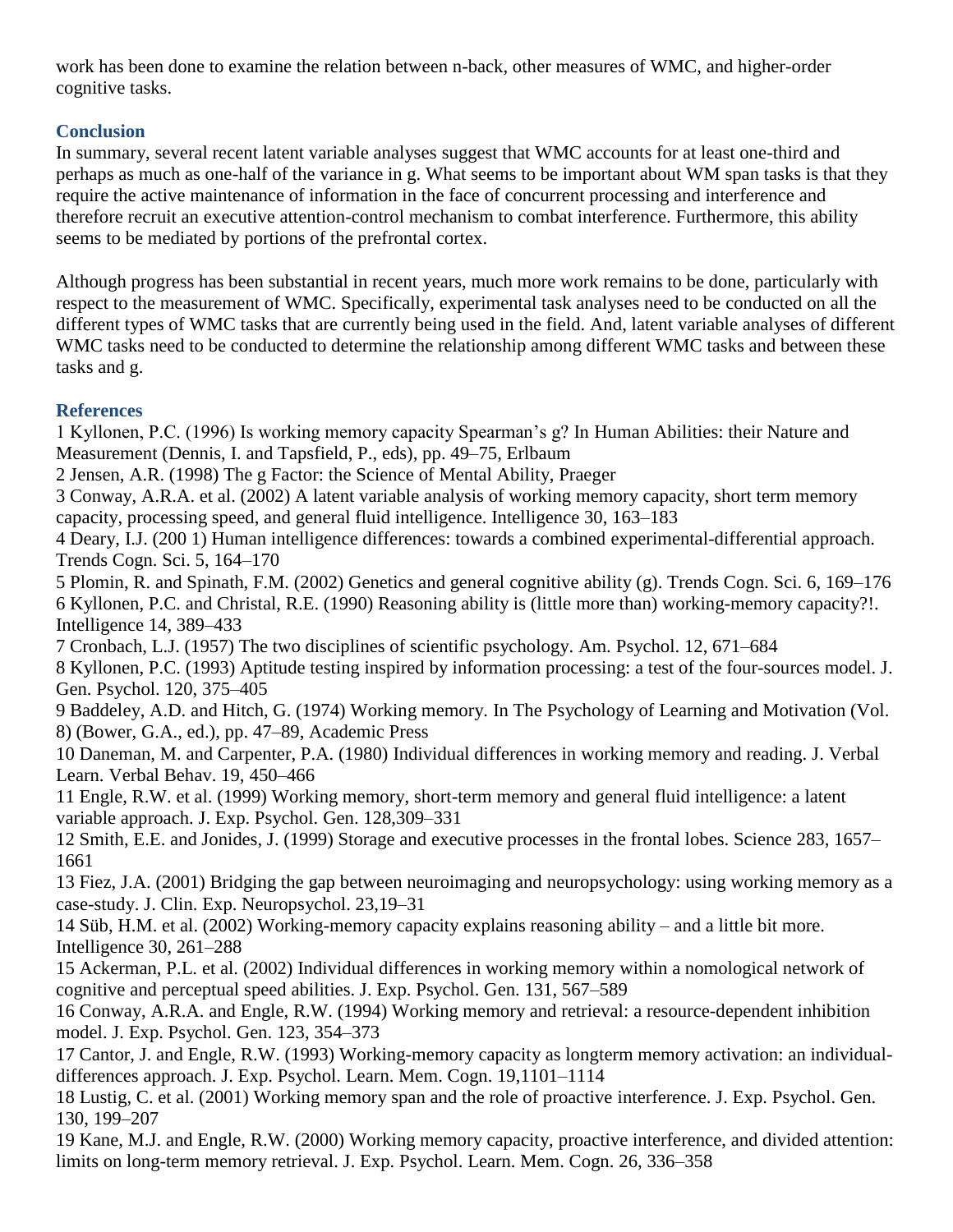work has been done to examine the relation between n-back, other measures of WMC, and higher-order cognitive tasks.

## Conclusion

In summary, several recent latent variable analyses suggest that WMC accounts for at least one-third and perhaps as much as one-half of the variance in g. What seems to be important about WM span tasks is that they require the active maintenance of information in the face of concurrent processing and interference and therefore recruit an executive attention-control mechanism to combat interference. Furthermore, this ability seems to be mediated by portions of the prefrontal cortex.

Although progress has been substantial in recent years, much more work remains to be done, particularly with respect to the measurement of WMC. Specifically, experimental task analyses need to be conducted on all the different types of WMC tasks that are currently being used in the field. And, latent variable analyses of different WMC tasks need to be conducted to determine the relationship among different WMC tasks and between these tasks and g.

## References

1 Kyllonen, P.C. (1996) Is working memory capacity Spearman's g? In Human Abilities: their Nature and Measurement (Dennis, I. and Tapsfield, P., eds), pp. 49–75, Erlbaum

2 Jensen, A.R. (1998) The g Factor: the Science of Mental Ability, Praeger

3 Conway, A.R.A. et al. (2002) A latent variable analysis of working memory capacity, short term memory capacity, processing speed, and general fluid intelligence. Intelligence 30, 163–183

4 Deary, I.J. (200 1) Human intelligence differences: towards a combined experimental-differential approach. Trends Cogn. Sci. 5, 164–170

5 Plomin, R. and Spinath, F.M. (2002) Genetics and general cognitive ability (g). Trends Cogn. Sci. 6, 169–176

6 Kyllonen, P.C. and Christal, R.E. (1990) Reasoning ability is (little more than) working-memory capacity?!. Intelligence 14, 389–433

7 Cronbach, L.J. (1957) The two disciplines of scientific psychology. Am. Psychol. 12, 671–684

8 Kyllonen, P.C. (1993) Aptitude testing inspired by information processing: a test of the four-sources model. J. Gen. Psychol. 120, 375–405

9 Baddeley, A.D. and Hitch, G. (1974) Working memory. In The Psychology of Learning and Motivation (Vol. 8) (Bower, G.A., ed.), pp. 47–89, Academic Press

10 Daneman, M. and Carpenter, P.A. (1980) Individual differences in working memory and reading. J. Verbal Learn. Verbal Behav. 19, 450–466

11 Engle, R.W. et al. (1999) Working memory, short-term memory and general fluid intelligence: a latent variable approach. J. Exp. Psychol. Gen. 128,309–331

12 Smith, E.E. and Jonides, J. (1999) Storage and executive processes in the frontal lobes. Science 283, 1657–1661

13 Fiez, J.A. (2001) Bridging the gap between neuroimaging and neuropsychology: using working memory as a case-study. J. Clin. Exp. Neuropsychol. 23,19–31

14 Süb, H.M. et al. (2002) Working-memory capacity explains reasoning ability – and a little bit more. Intelligence 30, 261–288

15 Ackerman, P.L. et al. (2002) Individual differences in working memory within a nomological network of cognitive and perceptual speed abilities. J. Exp. Psychol. Gen. 131, 567–589

16 Conway, A.R.A. and Engle, R.W. (1994) Working memory and retrieval: a resource-dependent inhibition model. J. Exp. Psychol. Gen. 123, 354–373

17 Cantor, J. and Engle, R.W. (1993) Working-memory capacity as longterm memory activation: an individual-differences approach. J. Exp. Psychol. Learn. Mem. Cogn. 19,1101–1114

18 Lustig, C. et al. (2001) Working memory span and the role of proactive interference. J. Exp. Psychol. Gen. 130, 199–207

19 Kane, M.J. and Engle, R.W. (2000) Working memory capacity, proactive interference, and divided attention: limits on long-term memory retrieval. J. Exp. Psychol. Learn. Mem. Cogn. 26, 336–358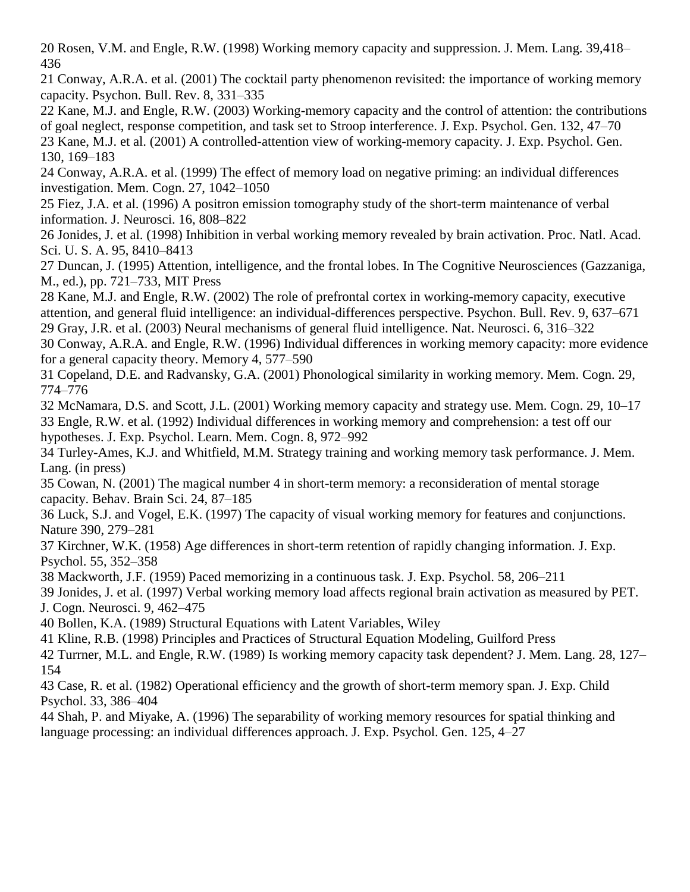20 Rosen, V.M. and Engle, R.W. (1998) Working memory capacity and suppression. J. Mem. Lang. 39,418–436

21 Conway, A.R.A. et al. (2001) The cocktail party phenomenon revisited: the importance of working memory capacity. Psychon. Bull. Rev. 8, 331–335

22 Kane, M.J. and Engle, R.W. (2003) Working-memory capacity and the control of attention: the contributions of goal neglect, response competition, and task set to Stroop interference. J. Exp. Psychol. Gen. 132, 47–70

23 Kane, M.J. et al. (2001) A controlled-attention view of working-memory capacity. J. Exp. Psychol. Gen. 130, 169–183

24 Conway, A.R.A. et al. (1999) The effect of memory load on negative priming: an individual differences investigation. Mem. Cogn. 27, 1042–1050

25 Fiez, J.A. et al. (1996) A positron emission tomography study of the short-term maintenance of verbal information. J. Neurosci. 16, 808–822

26 Jonides, J. et al. (1998) Inhibition in verbal working memory revealed by brain activation. Proc. Natl. Acad. Sci. U. S. A. 95, 8410–8413

27 Duncan, J. (1995) Attention, intelligence, and the frontal lobes. In The Cognitive Neurosciences (Gazzaniga, M., ed.), pp. 721–733, MIT Press

28 Kane, M.J. and Engle, R.W. (2002) The role of prefrontal cortex in working-memory capacity, executive attention, and general fluid intelligence: an individual-differences perspective. Psychon. Bull. Rev. 9, 637–671

29 Gray, J.R. et al. (2003) Neural mechanisms of general fluid intelligence. Nat. Neurosci. 6, 316–322

30 Conway, A.R.A. and Engle, R.W. (1996) Individual differences in working memory capacity: more evidence for a general capacity theory. Memory 4, 577–590

31 Copeland, D.E. and Radvansky, G.A. (2001) Phonological similarity in working memory. Mem. Cogn. 29, 774–776

32 McNamara, D.S. and Scott, J.L. (2001) Working memory capacity and strategy use. Mem. Cogn. 29, 10–17

33 Engle, R.W. et al. (1992) Individual differences in working memory and comprehension: a test off our hypotheses. J. Exp. Psychol. Learn. Mem. Cogn. 8, 972–992

34 Turley-Ames, K.J. and Whitfield, M.M. Strategy training and working memory task performance. J. Mem. Lang. (in press)

35 Cowan, N. (2001) The magical number 4 in short-term memory: a reconsideration of mental storage capacity. Behav. Brain Sci. 24, 87–185

36 Luck, S.J. and Vogel, E.K. (1997) The capacity of visual working memory for features and conjunctions. Nature 390, 279–281

37 Kirchner, W.K. (1958) Age differences in short-term retention of rapidly changing information. J. Exp. Psychol. 55, 352–358

38 Mackworth, J.F. (1959) Paced memorizing in a continuous task. J. Exp. Psychol. 58, 206–211

39 Jonides, J. et al. (1997) Verbal working memory load affects regional brain activation as measured by PET. J. Cogn. Neurosci. 9, 462–475

40 Bollen, K.A. (1989) Structural Equations with Latent Variables, Wiley

41 Kline, R.B. (1998) Principles and Practices of Structural Equation Modeling, Guilford Press

42 Turrner, M.L. and Engle, R.W. (1989) Is working memory capacity task dependent? J. Mem. Lang. 28, 127–154

43 Case, R. et al. (1982) Operational efficiency and the growth of short-term memory span. J. Exp. Child Psychol. 33, 386–404

44 Shah, P. and Miyake, A. (1996) The separability of working memory resources for spatial thinking and language processing: an individual differences approach. J. Exp. Psychol. Gen. 125, 4–27